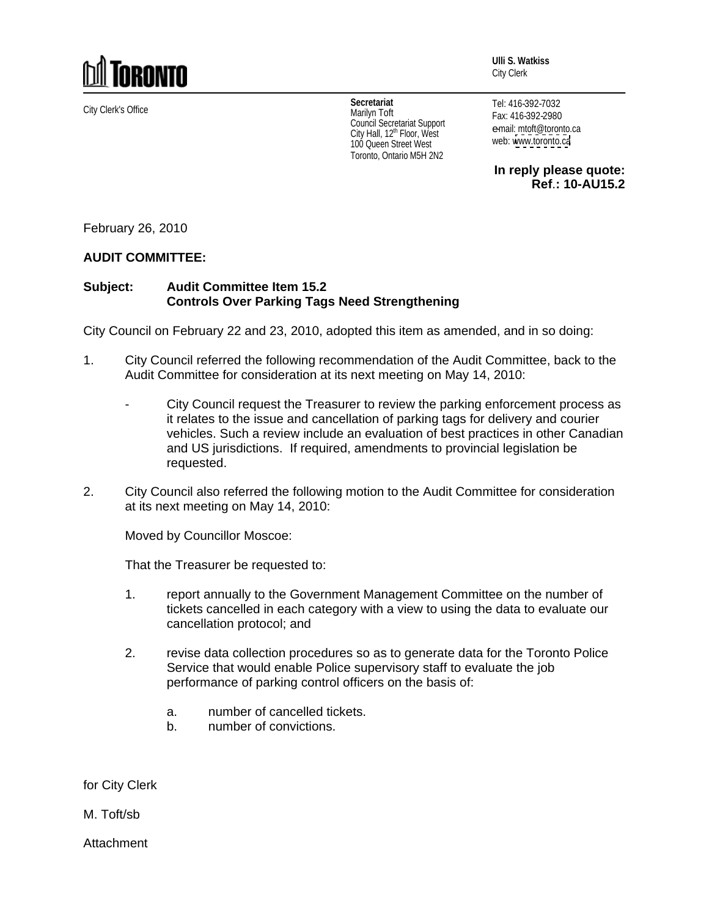TORONTO

**Ulli S. Watkiss**
City Clerk

City Clerk's Office

**Secretariat**
Marilyn Toft
Council Secretariat Support
City Hall, 12th Floor, West
100 Queen Street West
Toronto, Ontario M5H 2N2

Tel: 416-392-7032
Fax: 416-392-2980
e-mail: mtoft@toronto.ca
web: www.toronto.ca

**In reply please quote:**
**Ref.: 10-AU15.2**

February 26, 2010

**AUDIT COMMITTEE:**

**Subject: Audit Committee Item 15.2**
**Controls Over Parking Tags Need Strengthening**

City Council on February 22 and 23, 2010, adopted this item as amended, and in so doing:

1. City Council referred the following recommendation of the Audit Committee, back to the Audit Committee for consideration at its next meeting on May 14, 2010:

   - City Council request the Treasurer to review the parking enforcement process as it relates to the issue and cancellation of parking tags for delivery and courier vehicles. Such a review include an evaluation of best practices in other Canadian and US jurisdictions. If required, amendments to provincial legislation be requested.

2. City Council also referred the following motion to the Audit Committee for consideration at its next meeting on May 14, 2010:

   Moved by Councillor Moscoe:

   That the Treasurer be requested to:

   1. report annually to the Government Management Committee on the number of tickets cancelled in each category with a view to using the data to evaluate our cancellation protocol; and

   2. revise data collection procedures so as to generate data for the Toronto Police Service that would enable Police supervisory staff to evaluate the job performance of parking control officers on the basis of:

      a. number of cancelled tickets.
      b. number of convictions.

for City Clerk

M. Toft/sb

Attachment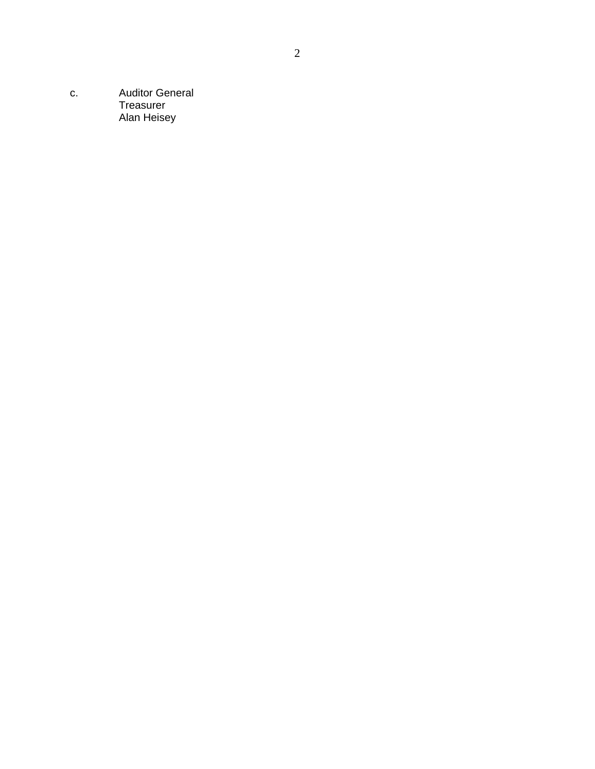c. Auditor General
   Treasurer
   Alan Heisey